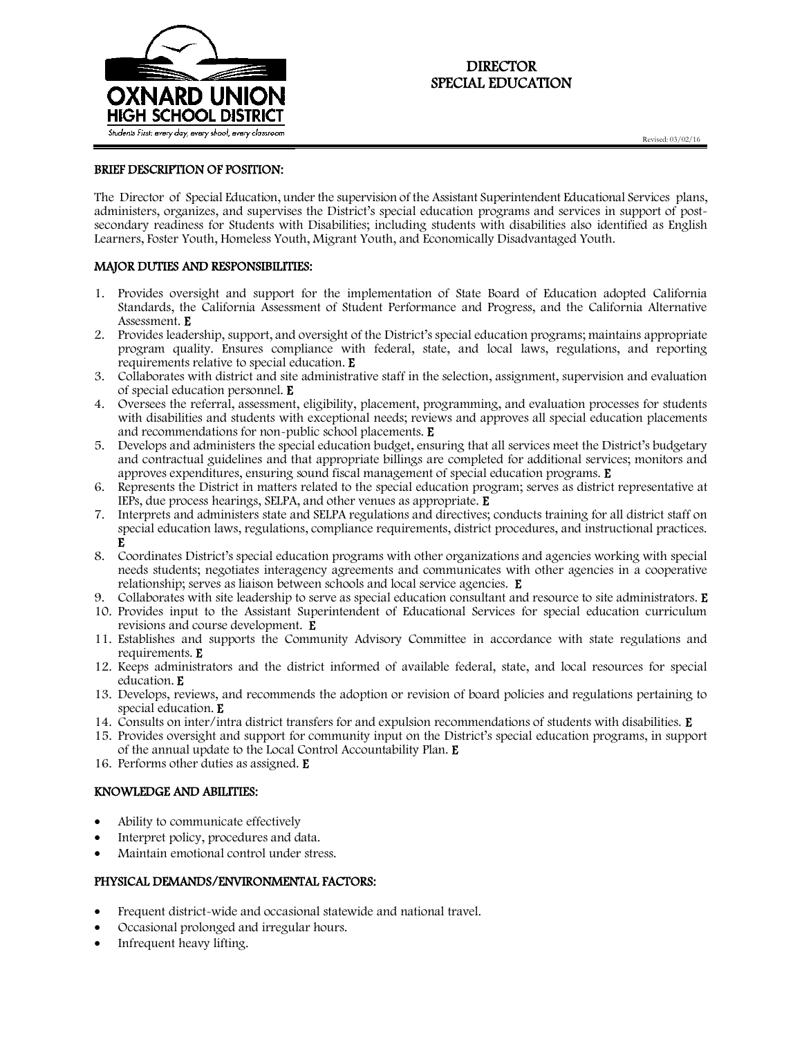OXNARD UNION HIGH SCHOOL DISTRICT

Students First: every day, every shool, every classroom

# DIRECTOR
# SPECIAL EDUCATION

Revised: 03/02/16

## BRIEF DESCRIPTION OF POSITION:

The Director of Special Education, under the supervision of the Assistant Superintendent Educational Services plans, administers, organizes, and supervises the District's special education programs and services in support of post-secondary readiness for Students with Disabilities; including students with disabilities also identified as English Learners, Foster Youth, Homeless Youth, Migrant Youth, and Economically Disadvantaged Youth.

## MAJOR DUTIES AND RESPONSIBILITIES:

1. Provides oversight and support for the implementation of State Board of Education adopted California Standards, the California Assessment of Student Performance and Progress, and the California Alternative Assessment. **E**
2. Provides leadership, support, and oversight of the District's special education programs; maintains appropriate program quality. Ensures compliance with federal, state, and local laws, regulations, and reporting requirements relative to special education. **E**
3. Collaborates with district and site administrative staff in the selection, assignment, supervision and evaluation of special education personnel. **E**
4. Oversees the referral, assessment, eligibility, placement, programming, and evaluation processes for students with disabilities and students with exceptional needs; reviews and approves all special education placements and recommendations for non-public school placements. **E**
5. Develops and administers the special education budget, ensuring that all services meet the District's budgetary and contractual guidelines and that appropriate billings are completed for additional services; monitors and approves expenditures, ensuring sound fiscal management of special education programs. **E**
6. Represents the District in matters related to the special education program; serves as district representative at IEPs, due process hearings, SELPA, and other venues as appropriate. **E**
7. Interprets and administers state and SELPA regulations and directives; conducts training for all district staff on special education laws, regulations, compliance requirements, district procedures, and instructional practices. **E**
8. Coordinates District's special education programs with other organizations and agencies working with special needs students; negotiates interagency agreements and communicates with other agencies in a cooperative relationship; serves as liaison between schools and local service agencies. **E**
9. Collaborates with site leadership to serve as special education consultant and resource to site administrators. **E**
10. Provides input to the Assistant Superintendent of Educational Services for special education curriculum revisions and course development. **E**
11. Establishes and supports the Community Advisory Committee in accordance with state regulations and requirements. **E**
12. Keeps administrators and the district informed of available federal, state, and local resources for special education. **E**
13. Develops, reviews, and recommends the adoption or revision of board policies and regulations pertaining to special education. **E**
14. Consults on inter/intra district transfers for and expulsion recommendations of students with disabilities. **E**
15. Provides oversight and support for community input on the District's special education programs, in support of the annual update to the Local Control Accountability Plan. **E**
16. Performs other duties as assigned. **E**

## KNOWLEDGE AND ABILITIES:

- Ability to communicate effectively
- Interpret policy, procedures and data.
- Maintain emotional control under stress.

## PHYSICAL DEMANDS/ENVIRONMENTAL FACTORS:

- Frequent district-wide and occasional statewide and national travel.
- Occasional prolonged and irregular hours.
- Infrequent heavy lifting.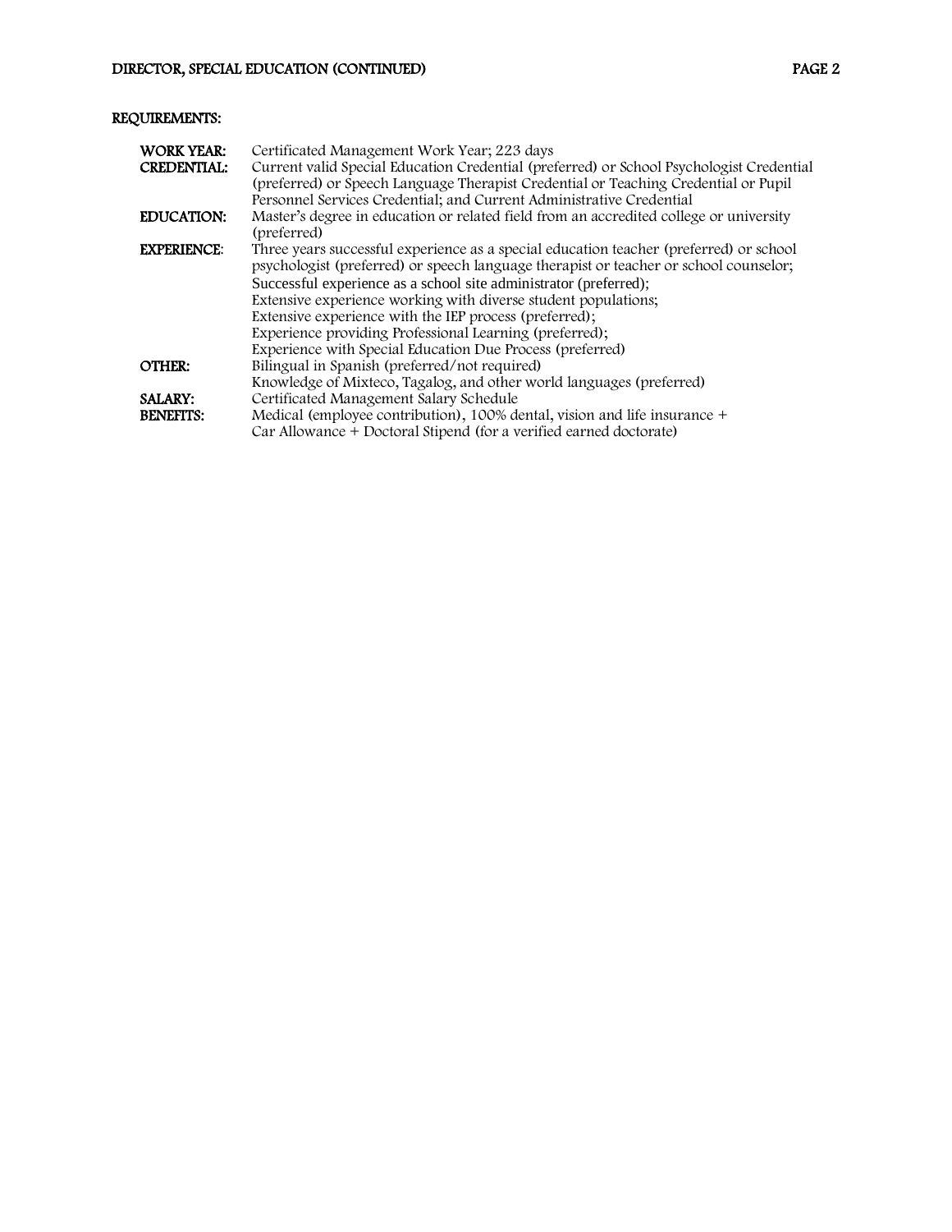## REQUIREMENTS:

**WORK YEAR:** Certificated Management Work Year; 223 days

**CREDENTIAL:** Current valid Special Education Credential (preferred) or School Psychologist Credential (preferred) or Speech Language Therapist Credential or Teaching Credential or Pupil Personnel Services Credential; and Current Administrative Credential

**EDUCATION:** Master's degree in education or related field from an accredited college or university (preferred)

**EXPERIENCE:** Three years successful experience as a special education teacher (preferred) or school psychologist (preferred) or speech language therapist or teacher or school counselor;
Successful experience as a school site administrator (preferred);
Extensive experience working with diverse student populations;
Extensive experience with the IEP process (preferred);
Experience providing Professional Learning (preferred);
Experience with Special Education Due Process (preferred)

**OTHER:** Bilingual in Spanish (preferred/not required)
Knowledge of Mixteco, Tagalog, and other world languages (preferred)

**SALARY:** Certificated Management Salary Schedule

**BENEFITS:** Medical (employee contribution), 100% dental, vision and life insurance +
Car Allowance + Doctoral Stipend (for a verified earned doctorate)